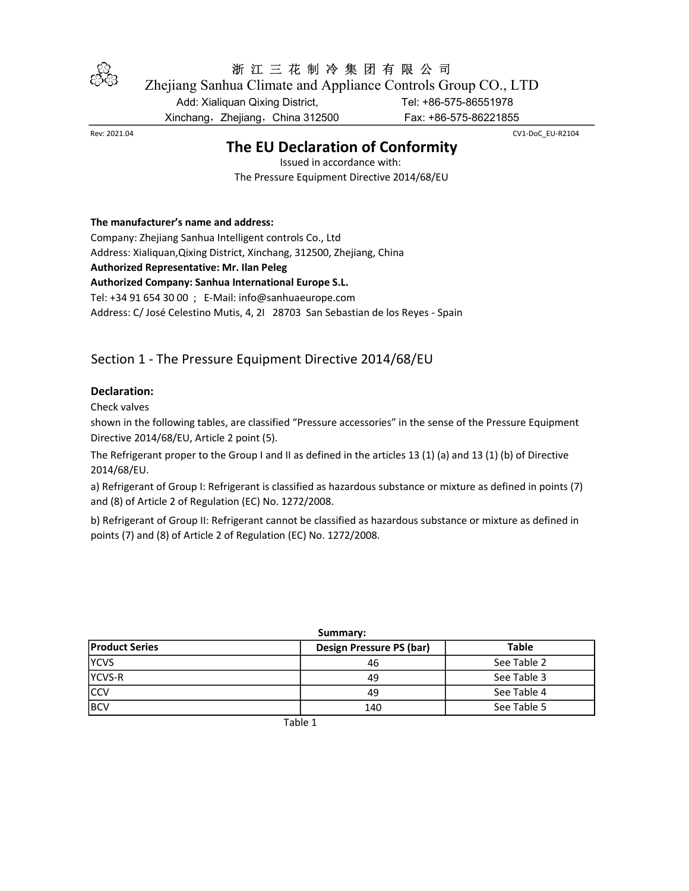浙 江 三 花 制 冷 集 团 有 限 公 司

Zhejiang Sanhua Climate and Appliance Controls Group CO., LTD

Add: Xialiquan Qixing District, Xinchang，Zhejiang，China 312500

Tel: +86-575-86551978

Fax: +86-575-86221855

Rev: 2021.04

CV1-DoC_EU-R2104

# The EU Declaration of Conformity

Issued in accordance with:

The Pressure Equipment Directive 2014/68/EU

**The manufacturer's name and address:**

Company: Zhejiang Sanhua Intelligent controls Co., Ltd

Address: Xialiquan,Qixing District, Xinchang, 312500, Zhejiang, China

**Authorized Representative: Mr. Ilan Peleg**

**Authorized Company: Sanhua International Europe S.L.**

Tel: +34 91 654 30 00 ； E-Mail: info@sanhuaeurope.com

Address: C/ José Celestino Mutis, 4, 2I 28703 San Sebastian de los Reyes - Spain

## Section 1 - The Pressure Equipment Directive 2014/68/EU

### Declaration:

Check valves

shown in the following tables, are classified "Pressure accessories" in the sense of the Pressure Equipment Directive 2014/68/EU, Article 2 point (5).

The Refrigerant proper to the Group I and II as defined in the articles 13 (1) (a) and 13 (1) (b) of Directive 2014/68/EU.

a) Refrigerant of Group I: Refrigerant is classified as hazardous substance or mixture as defined in points (7) and (8) of Article 2 of Regulation (EC) No. 1272/2008.

b) Refrigerant of Group II: Refrigerant cannot be classified as hazardous substance or mixture as defined in points (7) and (8) of Article 2 of Regulation (EC) No. 1272/2008.

**Summary:**

| Product Series | Design Pressure PS (bar) | Table |
|---|---|---|
| YCVS | 46 | See Table 2 |
| YCVS-R | 49 | See Table 3 |
| CCV | 49 | See Table 4 |
| BCV | 140 | See Table 5 |

Table 1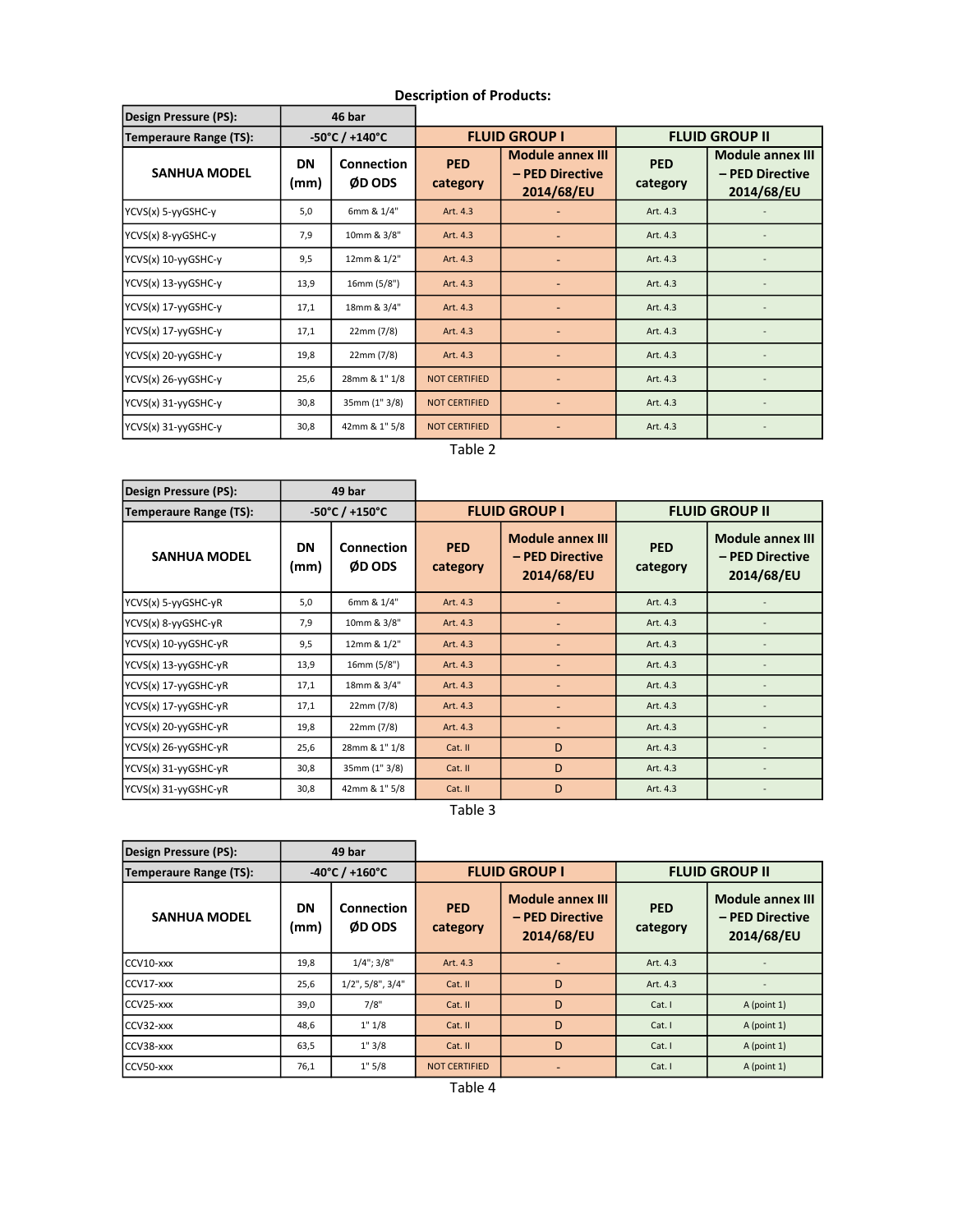**Description of Products:**

| Design Pressure (PS): | 46 bar | | | | | |
|---|---|---|---|---|---|---|
| **Temperaure Range (TS):** | -50°C / +140°C | | FLUID GROUP I | | FLUID GROUP II | |
| **SANHUA MODEL** | **DN (mm)** | **Connection ØD ODS** | **PED category** | **Module annex III – PED Directive 2014/68/EU** | **PED category** | **Module annex III – PED Directive 2014/68/EU** |
| YCVS(x) 5-yyGSHC-y | 5,0 | 6mm & 1/4" | Art. 4.3 | - | Art. 4.3 | - |
| YCVS(x) 8-yyGSHC-y | 7,9 | 10mm & 3/8" | Art. 4.3 | - | Art. 4.3 | - |
| YCVS(x) 10-yyGSHC-y | 9,5 | 12mm & 1/2" | Art. 4.3 | - | Art. 4.3 | - |
| YCVS(x) 13-yyGSHC-y | 13,9 | 16mm (5/8") | Art. 4.3 | - | Art. 4.3 | - |
| YCVS(x) 17-yyGSHC-y | 17,1 | 18mm & 3/4" | Art. 4.3 | - | Art. 4.3 | - |
| YCVS(x) 17-yyGSHC-y | 17,1 | 22mm (7/8) | Art. 4.3 | - | Art. 4.3 | - |
| YCVS(x) 20-yyGSHC-y | 19,8 | 22mm (7/8) | Art. 4.3 | - | Art. 4.3 | - |
| YCVS(x) 26-yyGSHC-y | 25,6 | 28mm & 1" 1/8 | NOT CERTIFIED | - | Art. 4.3 | - |
| YCVS(x) 31-yyGSHC-y | 30,8 | 35mm (1" 3/8) | NOT CERTIFIED | - | Art. 4.3 | - |
| YCVS(x) 31-yyGSHC-y | 30,8 | 42mm & 1" 5/8 | NOT CERTIFIED | - | Art. 4.3 | - |

Table 2

| Design Pressure (PS): | 49 bar | | | | | |
|---|---|---|---|---|---|---|
| **Temperaure Range (TS):** | -50°C / +150°C | | FLUID GROUP I | | FLUID GROUP II | |
| **SANHUA MODEL** | **DN (mm)** | **Connection ØD ODS** | **PED category** | **Module annex III – PED Directive 2014/68/EU** | **PED category** | **Module annex III – PED Directive 2014/68/EU** |
| YCVS(x) 5-yyGSHC-yR | 5,0 | 6mm & 1/4" | Art. 4.3 | - | Art. 4.3 | - |
| YCVS(x) 8-yyGSHC-yR | 7,9 | 10mm & 3/8" | Art. 4.3 | - | Art. 4.3 | - |
| YCVS(x) 10-yyGSHC-yR | 9,5 | 12mm & 1/2" | Art. 4.3 | - | Art. 4.3 | - |
| YCVS(x) 13-yyGSHC-yR | 13,9 | 16mm (5/8") | Art. 4.3 | - | Art. 4.3 | - |
| YCVS(x) 17-yyGSHC-yR | 17,1 | 18mm & 3/4" | Art. 4.3 | - | Art. 4.3 | - |
| YCVS(x) 17-yyGSHC-yR | 17,1 | 22mm (7/8) | Art. 4.3 | - | Art. 4.3 | - |
| YCVS(x) 20-yyGSHC-yR | 19,8 | 22mm (7/8) | Art. 4.3 | - | Art. 4.3 | - |
| YCVS(x) 26-yyGSHC-yR | 25,6 | 28mm & 1" 1/8 | Cat. II | D | Art. 4.3 | - |
| YCVS(x) 31-yyGSHC-yR | 30,8 | 35mm (1" 3/8) | Cat. II | D | Art. 4.3 | - |
| YCVS(x) 31-yyGSHC-yR | 30,8 | 42mm & 1" 5/8 | Cat. II | D | Art. 4.3 | - |

Table 3

| Design Pressure (PS): | 49 bar | | | | | |
|---|---|---|---|---|---|---|
| **Temperaure Range (TS):** | -40°C / +160°C | | FLUID GROUP I | | FLUID GROUP II | |
| **SANHUA MODEL** | **DN (mm)** | **Connection ØD ODS** | **PED category** | **Module annex III – PED Directive 2014/68/EU** | **PED category** | **Module annex III – PED Directive 2014/68/EU** |
| CCV10-xxx | 19,8 | 1/4"; 3/8" | Art. 4.3 | - | Art. 4.3 | - |
| CCV17-xxx | 25,6 | 1/2", 5/8", 3/4" | Cat. II | D | Art. 4.3 | - |
| CCV25-xxx | 39,0 | 7/8" | Cat. II | D | Cat. I | A (point 1) |
| CCV32-xxx | 48,6 | 1" 1/8 | Cat. II | D | Cat. I | A (point 1) |
| CCV38-xxx | 63,5 | 1" 3/8 | Cat. II | D | Cat. I | A (point 1) |
| CCV50-xxx | 76,1 | 1" 5/8 | NOT CERTIFIED | - | Cat. I | A (point 1) |

Table 4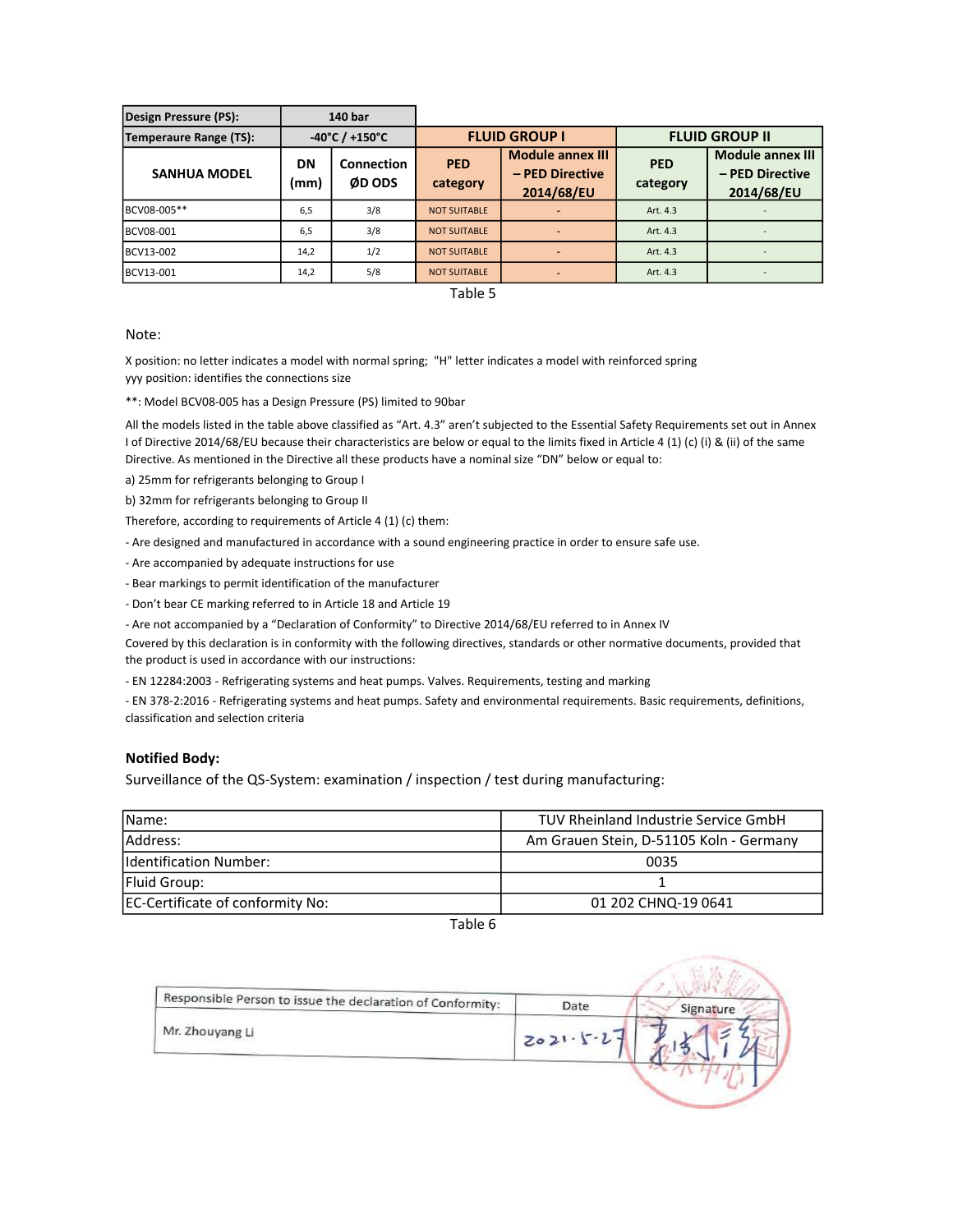| Design Pressure (PS): | 140 bar | | | | | |
|---|---|---|---|---|---|---|
| Temperaure Range (TS): | -40°C / +150°C | | FLUID GROUP I | | FLUID GROUP II | |
| SANHUA MODEL | DN (mm) | Connection ØD ODS | PED category | Module annex III – PED Directive 2014/68/EU | PED category | Module annex III – PED Directive 2014/68/EU |
| BCV08-005** | 6,5 | 3/8 | NOT SUITABLE | - | Art. 4.3 | - |
| BCV08-001 | 6,5 | 3/8 | NOT SUITABLE | - | Art. 4.3 | - |
| BCV13-002 | 14,2 | 1/2 | NOT SUITABLE | - | Art. 4.3 | - |
| BCV13-001 | 14,2 | 5/8 | NOT SUITABLE | - | Art. 4.3 | - |

Table 5

Note:

X position: no letter indicates a model with normal spring; "H" letter indicates a model with reinforced spring
yyy position: identifies the connections size

**: Model BCV08-005 has a Design Pressure (PS) limited to 90bar

All the models listed in the table above classified as "Art. 4.3" aren't subjected to the Essential Safety Requirements set out in Annex I of Directive 2014/68/EU because their characteristics are below or equal to the limits fixed in Article 4 (1) (c) (i) & (ii) of the same Directive. As mentioned in the Directive all these products have a nominal size "DN" below or equal to:

a) 25mm for refrigerants belonging to Group I

b) 32mm for refrigerants belonging to Group II

Therefore, according to requirements of Article 4 (1) (c) them:

- Are designed and manufactured in accordance with a sound engineering practice in order to ensure safe use.
- Are accompanied by adequate instructions for use
- Bear markings to permit identification of the manufacturer
- Don't bear CE marking referred to in Article 18 and Article 19
- Are not accompanied by a "Declaration of Conformity" to Directive 2014/68/EU referred to in Annex IV

Covered by this declaration is in conformity with the following directives, standards or other normative documents, provided that the product is used in accordance with our instructions:

- EN 12284:2003 - Refrigerating systems and heat pumps. Valves. Requirements, testing and marking
- EN 378-2:2016 - Refrigerating systems and heat pumps. Safety and environmental requirements. Basic requirements, definitions, classification and selection criteria

**Notified Body:**

Surveillance of the QS-System: examination / inspection / test during manufacturing:

| | |
|---|---|
| Name: | TUV Rheinland Industrie Service GmbH |
| Address: | Am Grauen Stein, D-51105 Koln - Germany |
| Identification Number: | 0035 |
| Fluid Group: | 1 |
| EC-Certificate of conformity No: | 01 202 CHNQ-19 0641 |

Table 6

| Responsible Person to issue the declaration of Conformity: | Date | Signature |
|---|---|---|
| Mr. Zhouyang Li | 2021-5-27 | |